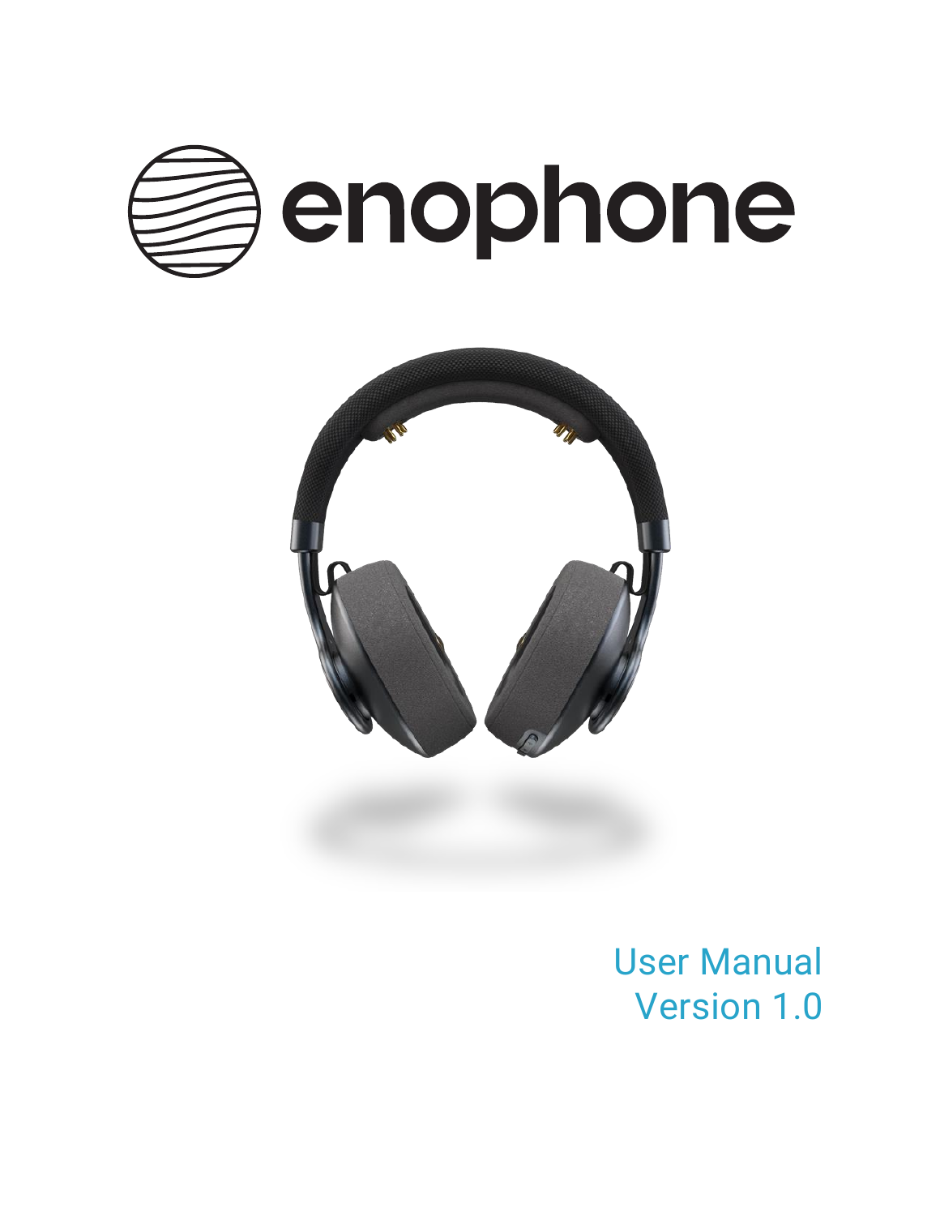# enophone

User Manual
Version 1.0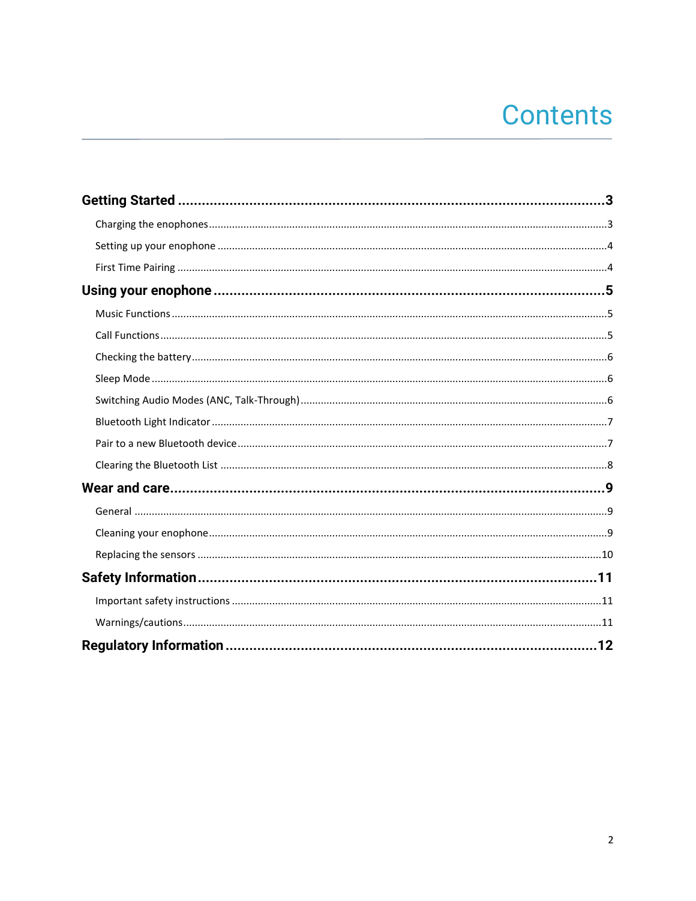# Contents

**Getting Started** ........................................................................................................ **3**

- Charging the enophones ........................................................................................................ 3
- Setting up your enophone ........................................................................................................ 4
- First Time Pairing ........................................................................................................ 4

**Using your enophone** ........................................................................................................ **5**

- Music Functions ........................................................................................................ 5
- Call Functions ........................................................................................................ 5
- Checking the battery ........................................................................................................ 6
- Sleep Mode ........................................................................................................ 6
- Switching Audio Modes (ANC, Talk-Through) ........................................................................................................ 6
- Bluetooth Light Indicator ........................................................................................................ 7
- Pair to a new Bluetooth device ........................................................................................................ 7
- Clearing the Bluetooth List ........................................................................................................ 8

**Wear and care** ........................................................................................................ **9**

- General ........................................................................................................ 9
- Cleaning your enophone ........................................................................................................ 9
- Replacing the sensors ........................................................................................................ 10

**Safety Information** ........................................................................................................ **11**

- Important safety instructions ........................................................................................................ 11
- Warnings/cautions ........................................................................................................ 11

**Regulatory Information** ........................................................................................................ **12**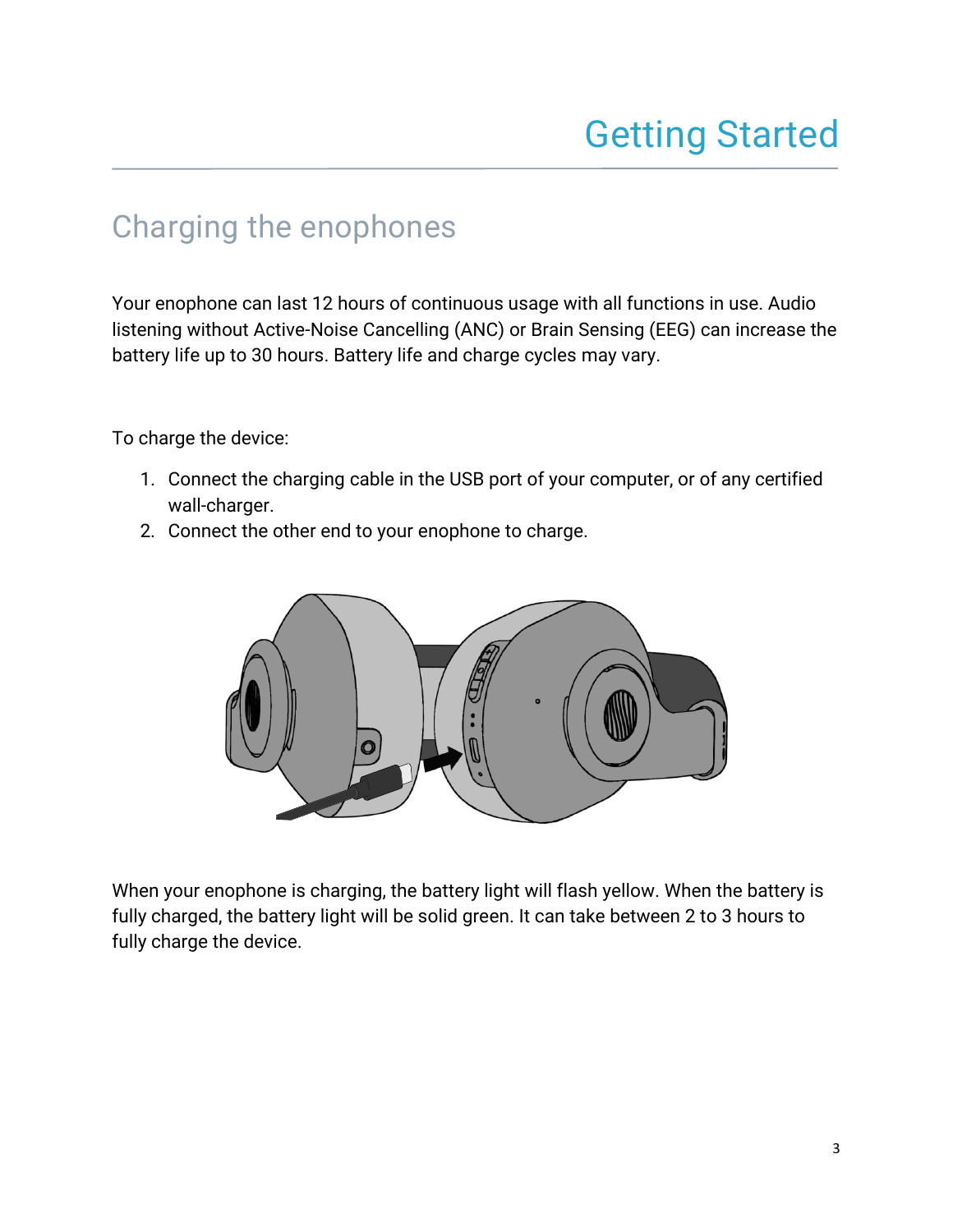# Getting Started

## Charging the enophones

Your enophone can last 12 hours of continuous usage with all functions in use. Audio listening without Active-Noise Cancelling (ANC) or Brain Sensing (EEG) can increase the battery life up to 30 hours. Battery life and charge cycles may vary.

To charge the device:

1. Connect the charging cable in the USB port of your computer, or of any certified wall-charger.
2. Connect the other end to your enophone to charge.

When your enophone is charging, the battery light will flash yellow. When the battery is fully charged, the battery light will be solid green. It can take between 2 to 3 hours to fully charge the device.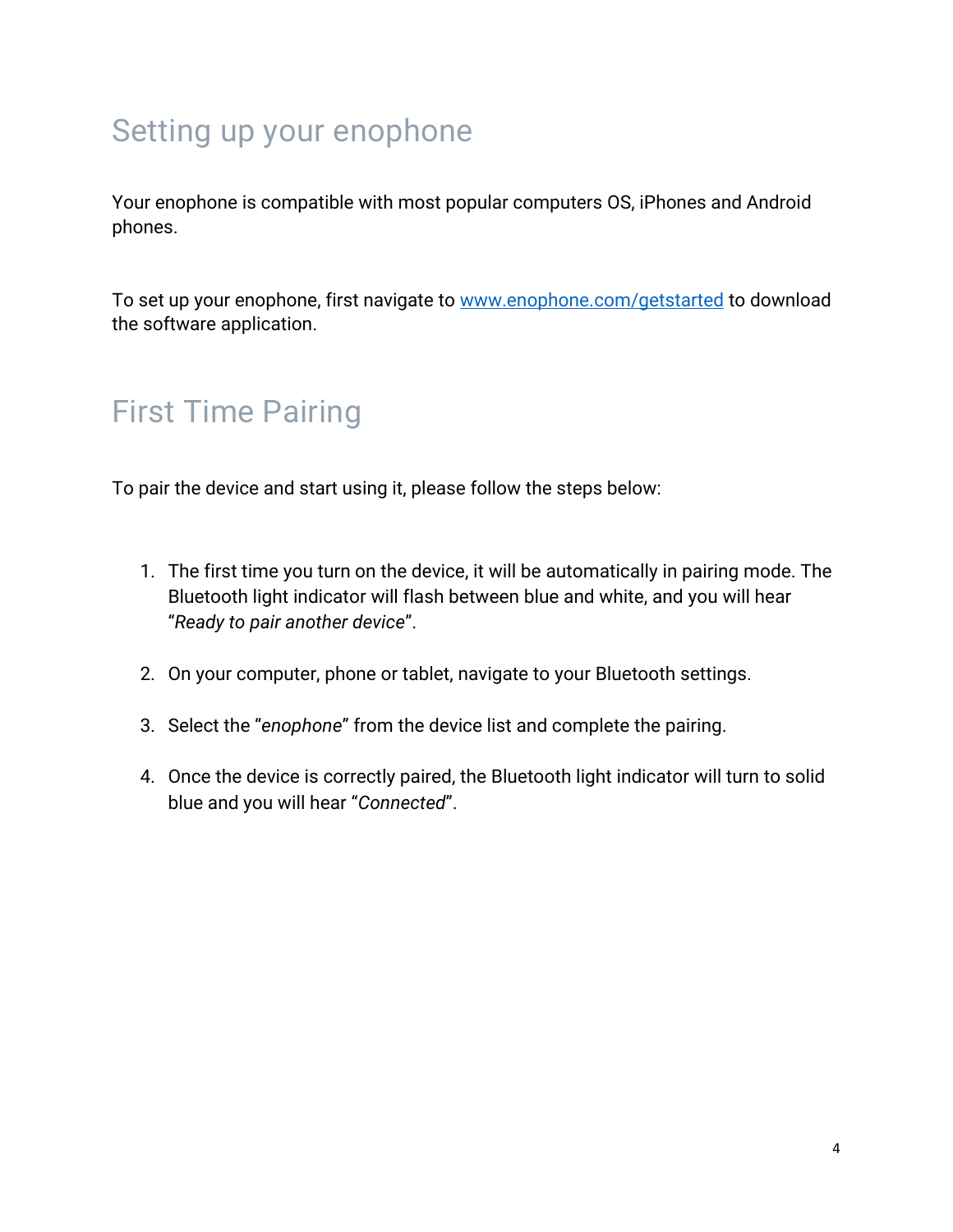## Setting up your enophone

Your enophone is compatible with most popular computers OS, iPhones and Android phones.

To set up your enophone, first navigate to [www.enophone.com/getstarted](http://www.enophone.com/getstarted) to download the software application.

## First Time Pairing

To pair the device and start using it, please follow the steps below:

1. The first time you turn on the device, it will be automatically in pairing mode. The Bluetooth light indicator will flash between blue and white, and you will hear "*Ready to pair another device*".
2. On your computer, phone or tablet, navigate to your Bluetooth settings.
3. Select the "*enophone*" from the device list and complete the pairing.
4. Once the device is correctly paired, the Bluetooth light indicator will turn to solid blue and you will hear "*Connected*".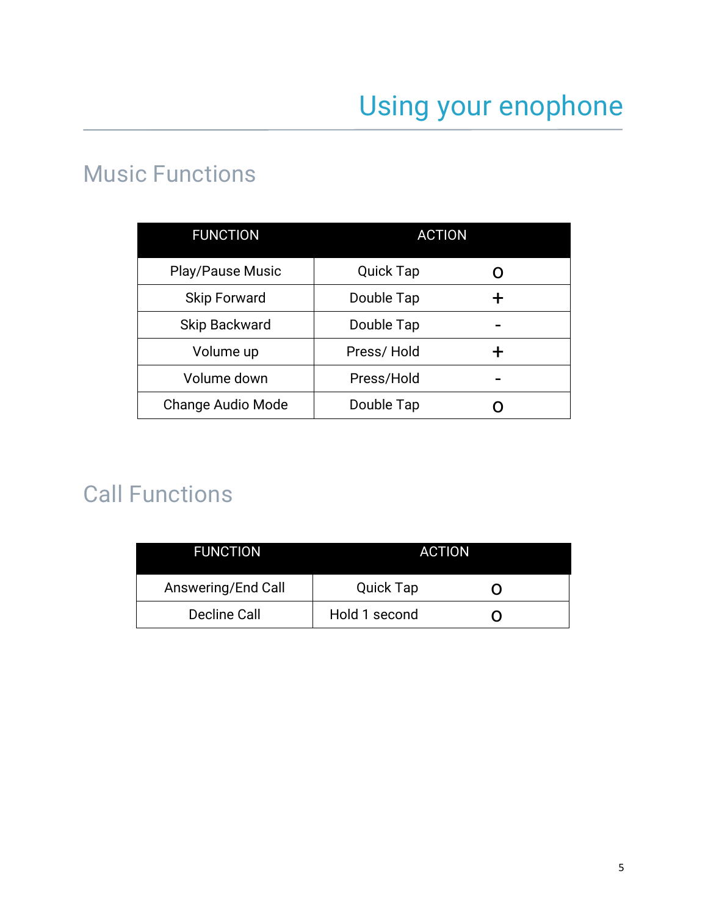# Using your enophone

## Music Functions

| FUNCTION | ACTION | |
|---|---|---|
| Play/Pause Music | Quick Tap | O |
| Skip Forward | Double Tap | + |
| Skip Backward | Double Tap | - |
| Volume up | Press/ Hold | + |
| Volume down | Press/Hold | - |
| Change Audio Mode | Double Tap | O |

## Call Functions

| FUNCTION | ACTION | |
|---|---|---|
| Answering/End Call | Quick Tap | O |
| Decline Call | Hold 1 second | O |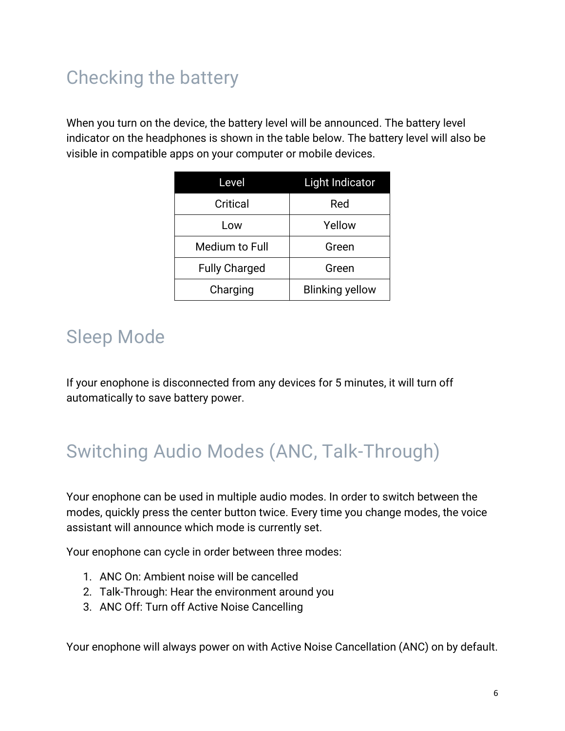## Checking the battery

When you turn on the device, the battery level will be announced. The battery level indicator on the headphones is shown in the table below. The battery level will also be visible in compatible apps on your computer or mobile devices.

| Level | Light Indicator |
|---|---|
| Critical | Red |
| Low | Yellow |
| Medium to Full | Green |
| Fully Charged | Green |
| Charging | Blinking yellow |

## Sleep Mode

If your enophone is disconnected from any devices for 5 minutes, it will turn off automatically to save battery power.

## Switching Audio Modes (ANC, Talk-Through)

Your enophone can be used in multiple audio modes. In order to switch between the modes, quickly press the center button twice. Every time you change modes, the voice assistant will announce which mode is currently set.

Your enophone can cycle in order between three modes:

1. ANC On: Ambient noise will be cancelled
2. Talk-Through: Hear the environment around you
3. ANC Off: Turn off Active Noise Cancelling

Your enophone will always power on with Active Noise Cancellation (ANC) on by default.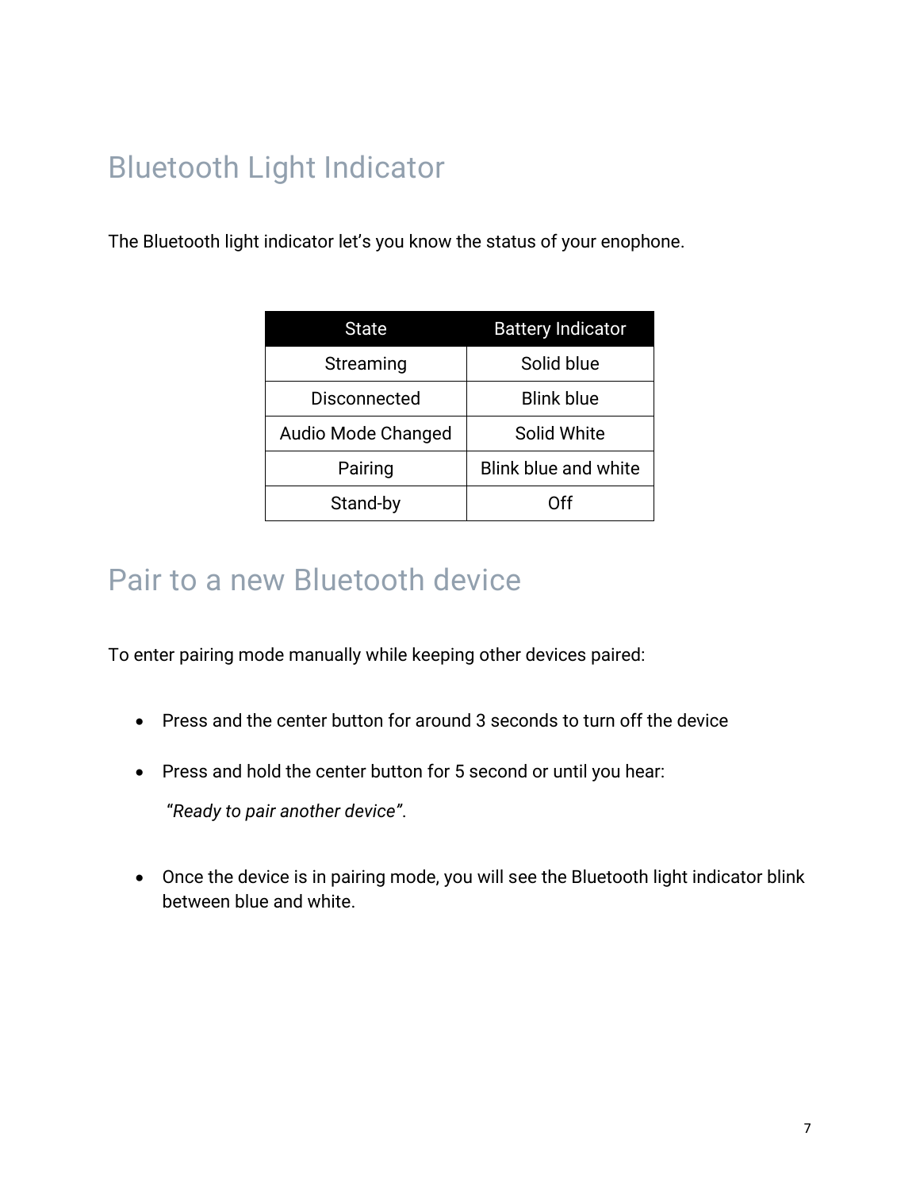# Bluetooth Light Indicator

The Bluetooth light indicator let's you know the status of your enophone.

| State | Battery Indicator |
|---|---|
| Streaming | Solid blue |
| Disconnected | Blink blue |
| Audio Mode Changed | Solid White |
| Pairing | Blink blue and white |
| Stand-by | Off |

# Pair to a new Bluetooth device

To enter pairing mode manually while keeping other devices paired:

- Press and the center button for around 3 seconds to turn off the device
- Press and hold the center button for 5 second or until you hear:

  *"Ready to pair another device"*.

- Once the device is in pairing mode, you will see the Bluetooth light indicator blink between blue and white.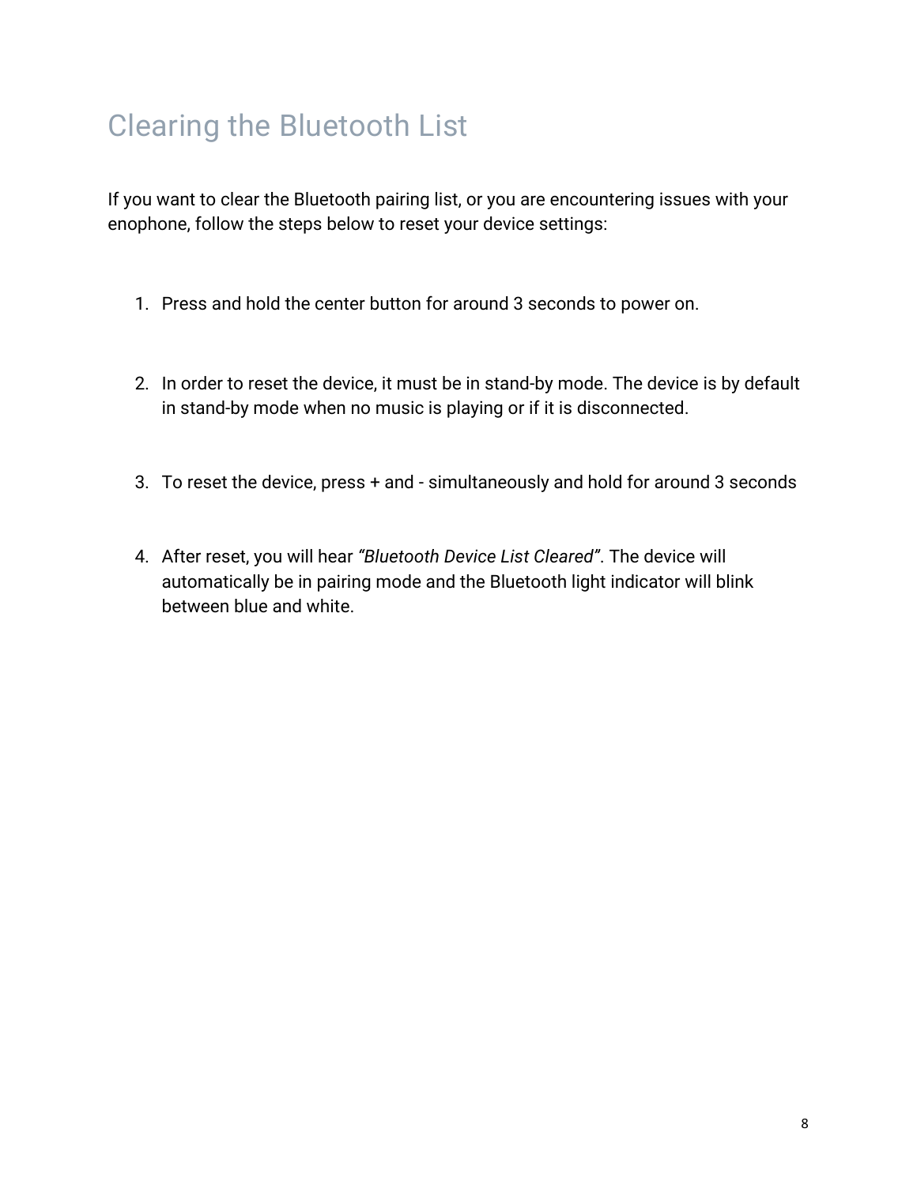# Clearing the Bluetooth List

If you want to clear the Bluetooth pairing list, or you are encountering issues with your enophone, follow the steps below to reset your device settings:

1. Press and hold the center button for around 3 seconds to power on.

2. In order to reset the device, it must be in stand-by mode. The device is by default in stand-by mode when no music is playing or if it is disconnected.

3. To reset the device, press + and - simultaneously and hold for around 3 seconds

4. After reset, you will hear *"Bluetooth Device List Cleared"*. The device will automatically be in pairing mode and the Bluetooth light indicator will blink between blue and white.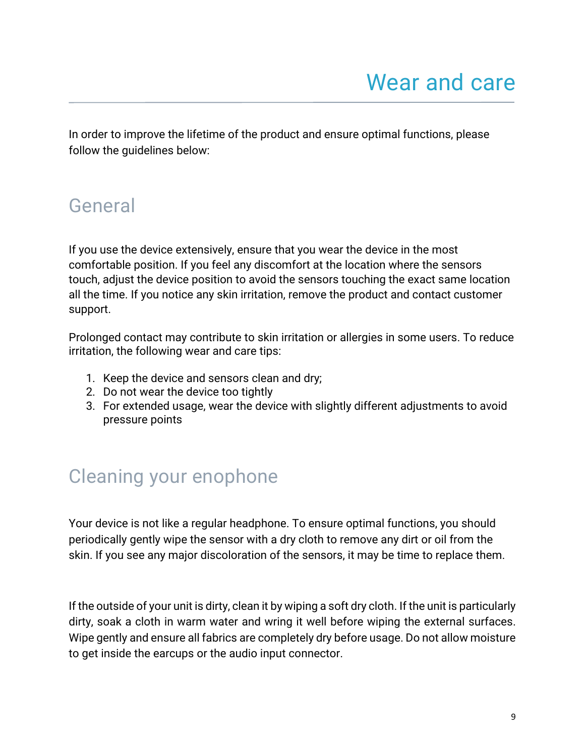# Wear and care

In order to improve the lifetime of the product and ensure optimal functions, please follow the guidelines below:

## General

If you use the device extensively, ensure that you wear the device in the most comfortable position. If you feel any discomfort at the location where the sensors touch, adjust the device position to avoid the sensors touching the exact same location all the time. If you notice any skin irritation, remove the product and contact customer support.

Prolonged contact may contribute to skin irritation or allergies in some users. To reduce irritation, the following wear and care tips:

1. Keep the device and sensors clean and dry;
2. Do not wear the device too tightly
3. For extended usage, wear the device with slightly different adjustments to avoid pressure points

## Cleaning your enophone

Your device is not like a regular headphone. To ensure optimal functions, you should periodically gently wipe the sensor with a dry cloth to remove any dirt or oil from the skin. If you see any major discoloration of the sensors, it may be time to replace them.

If the outside of your unit is dirty, clean it by wiping a soft dry cloth. If the unit is particularly dirty, soak a cloth in warm water and wring it well before wiping the external surfaces. Wipe gently and ensure all fabrics are completely dry before usage. Do not allow moisture to get inside the earcups or the audio input connector.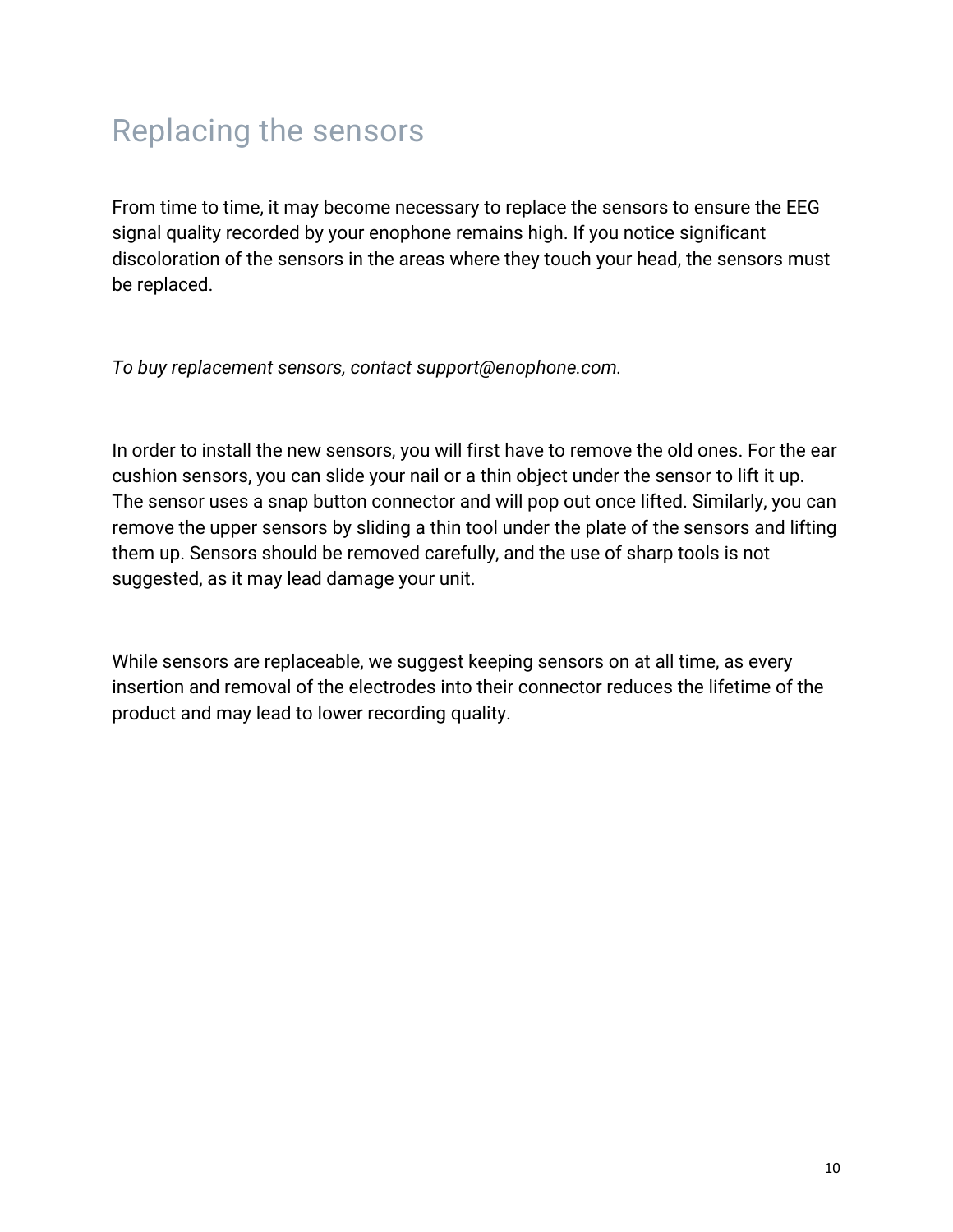# Replacing the sensors

From time to time, it may become necessary to replace the sensors to ensure the EEG signal quality recorded by your enophone remains high. If you notice significant discoloration of the sensors in the areas where they touch your head, the sensors must be replaced.

*To buy replacement sensors, contact support@enophone.com.*

In order to install the new sensors, you will first have to remove the old ones. For the ear cushion sensors, you can slide your nail or a thin object under the sensor to lift it up. The sensor uses a snap button connector and will pop out once lifted. Similarly, you can remove the upper sensors by sliding a thin tool under the plate of the sensors and lifting them up. Sensors should be removed carefully, and the use of sharp tools is not suggested, as it may lead damage your unit.

While sensors are replaceable, we suggest keeping sensors on at all time, as every insertion and removal of the electrodes into their connector reduces the lifetime of the product and may lead to lower recording quality.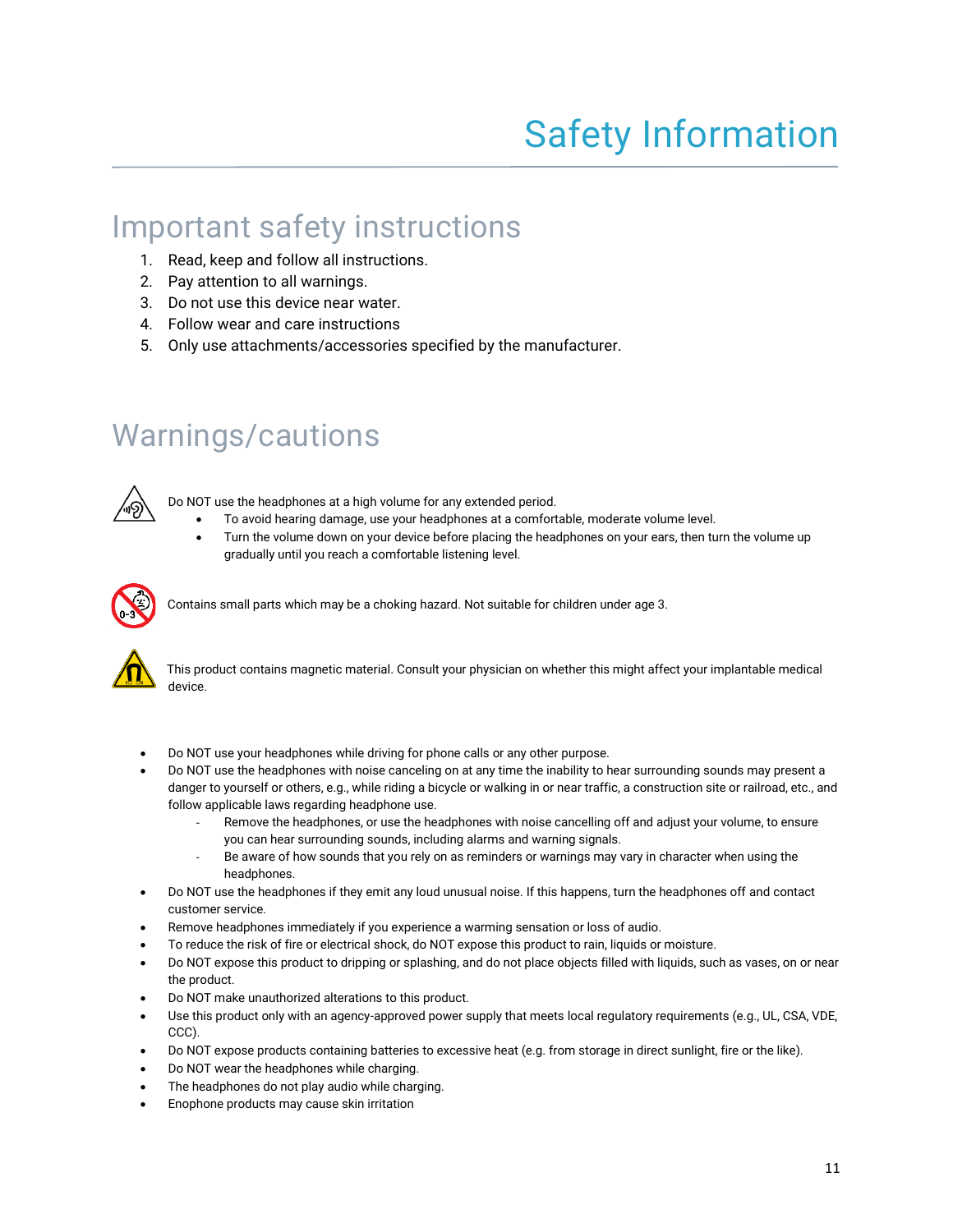# Safety Information

## Important safety instructions

1. Read, keep and follow all instructions.
2. Pay attention to all warnings.
3. Do not use this device near water.
4. Follow wear and care instructions
5. Only use attachments/accessories specified by the manufacturer.

## Warnings/cautions

Do NOT use the headphones at a high volume for any extended period.

- To avoid hearing damage, use your headphones at a comfortable, moderate volume level.
- Turn the volume down on your device before placing the headphones on your ears, then turn the volume up gradually until you reach a comfortable listening level.

Contains small parts which may be a choking hazard. Not suitable for children under age 3.

This product contains magnetic material. Consult your physician on whether this might affect your implantable medical device.

- Do NOT use your headphones while driving for phone calls or any other purpose.
- Do NOT use the headphones with noise canceling on at any time the inability to hear surrounding sounds may present a danger to yourself or others, e.g., while riding a bicycle or walking in or near traffic, a construction site or railroad, etc., and follow applicable laws regarding headphone use.
  - Remove the headphones, or use the headphones with noise cancelling off and adjust your volume, to ensure you can hear surrounding sounds, including alarms and warning signals.
  - Be aware of how sounds that you rely on as reminders or warnings may vary in character when using the headphones.
- Do NOT use the headphones if they emit any loud unusual noise. If this happens, turn the headphones off and contact customer service.
- Remove headphones immediately if you experience a warming sensation or loss of audio.
- To reduce the risk of fire or electrical shock, do NOT expose this product to rain, liquids or moisture.
- Do NOT expose this product to dripping or splashing, and do not place objects filled with liquids, such as vases, on or near the product.
- Do NOT make unauthorized alterations to this product.
- Use this product only with an agency-approved power supply that meets local regulatory requirements (e.g., UL, CSA, VDE, CCC).
- Do NOT expose products containing batteries to excessive heat (e.g. from storage in direct sunlight, fire or the like).
- Do NOT wear the headphones while charging.
- The headphones do not play audio while charging.
- Enophone products may cause skin irritation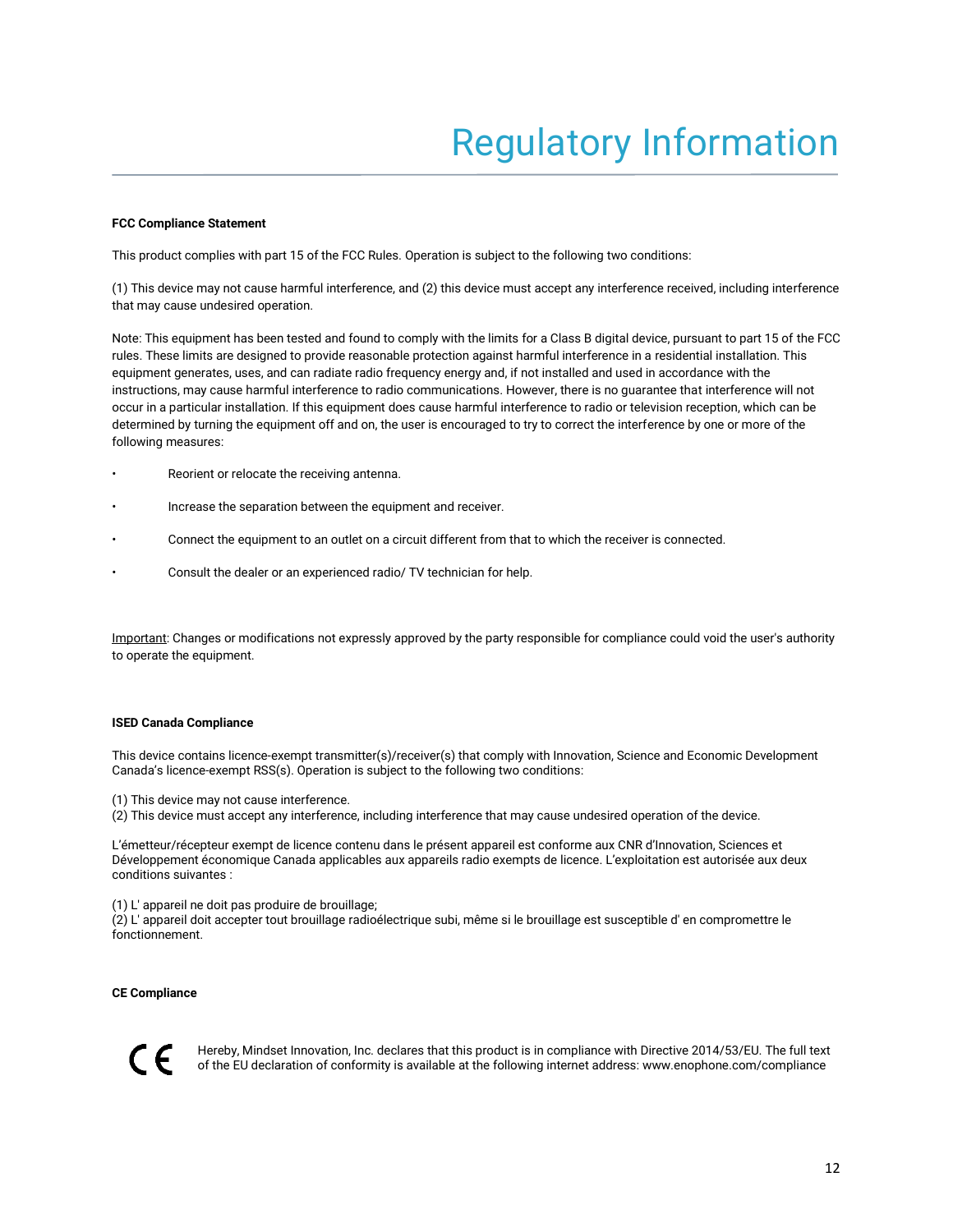# Regulatory Information

**FCC Compliance Statement**

This product complies with part 15 of the FCC Rules. Operation is subject to the following two conditions:

(1) This device may not cause harmful interference, and (2) this device must accept any interference received, including interference that may cause undesired operation.

Note: This equipment has been tested and found to comply with the limits for a Class B digital device, pursuant to part 15 of the FCC rules. These limits are designed to provide reasonable protection against harmful interference in a residential installation. This equipment generates, uses, and can radiate radio frequency energy and, if not installed and used in accordance with the instructions, may cause harmful interference to radio communications. However, there is no guarantee that interference will not occur in a particular installation. If this equipment does cause harmful interference to radio or television reception, which can be determined by turning the equipment off and on, the user is encouraged to try to correct the interference by one or more of the following measures:

- Reorient or relocate the receiving antenna.
- Increase the separation between the equipment and receiver.
- Connect the equipment to an outlet on a circuit different from that to which the receiver is connected.
- Consult the dealer or an experienced radio/ TV technician for help.

Important: Changes or modifications not expressly approved by the party responsible for compliance could void the user's authority to operate the equipment.

**ISED Canada Compliance**

This device contains licence-exempt transmitter(s)/receiver(s) that comply with Innovation, Science and Economic Development Canada's licence-exempt RSS(s). Operation is subject to the following two conditions:

(1) This device may not cause interference.
(2) This device must accept any interference, including interference that may cause undesired operation of the device.

L'émetteur/récepteur exempt de licence contenu dans le présent appareil est conforme aux CNR d'Innovation, Sciences et Développement économique Canada applicables aux appareils radio exempts de licence. L'exploitation est autorisée aux deux conditions suivantes :

(1) L' appareil ne doit pas produire de brouillage;
(2) L' appareil doit accepter tout brouillage radioélectrique subi, même si le brouillage est susceptible d' en compromettre le fonctionnement.

**CE Compliance**

CE

Hereby, Mindset Innovation, Inc. declares that this product is in compliance with Directive 2014/53/EU. The full text of the EU declaration of conformity is available at the following internet address: www.enophone.com/compliance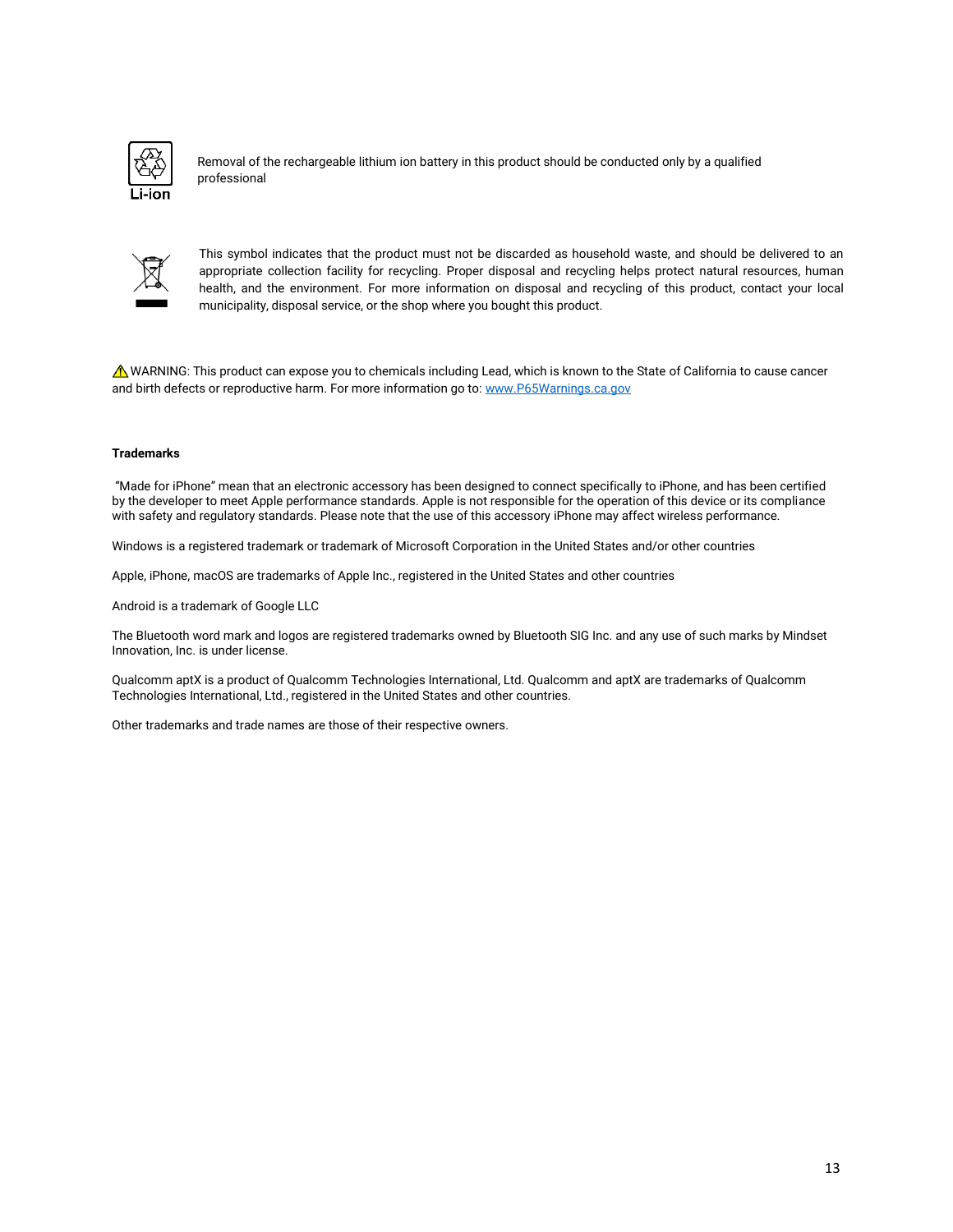Removal of the rechargeable lithium ion battery in this product should be conducted only by a qualified professional

This symbol indicates that the product must not be discarded as household waste, and should be delivered to an appropriate collection facility for recycling. Proper disposal and recycling helps protect natural resources, human health, and the environment. For more information on disposal and recycling of this product, contact your local municipality, disposal service, or the shop where you bought this product.

⚠WARNING: This product can expose you to chemicals including Lead, which is known to the State of California to cause cancer and birth defects or reproductive harm. For more information go to: www.P65Warnings.ca.gov

**Trademarks**

"Made for iPhone" mean that an electronic accessory has been designed to connect specifically to iPhone, and has been certified by the developer to meet Apple performance standards. Apple is not responsible for the operation of this device or its compliance with safety and regulatory standards. Please note that the use of this accessory iPhone may affect wireless performance.

Windows is a registered trademark or trademark of Microsoft Corporation in the United States and/or other countries

Apple, iPhone, macOS are trademarks of Apple Inc., registered in the United States and other countries

Android is a trademark of Google LLC

The Bluetooth word mark and logos are registered trademarks owned by Bluetooth SIG Inc. and any use of such marks by Mindset Innovation, Inc. is under license.

Qualcomm aptX is a product of Qualcomm Technologies International, Ltd. Qualcomm and aptX are trademarks of Qualcomm Technologies International, Ltd., registered in the United States and other countries.

Other trademarks and trade names are those of their respective owners.